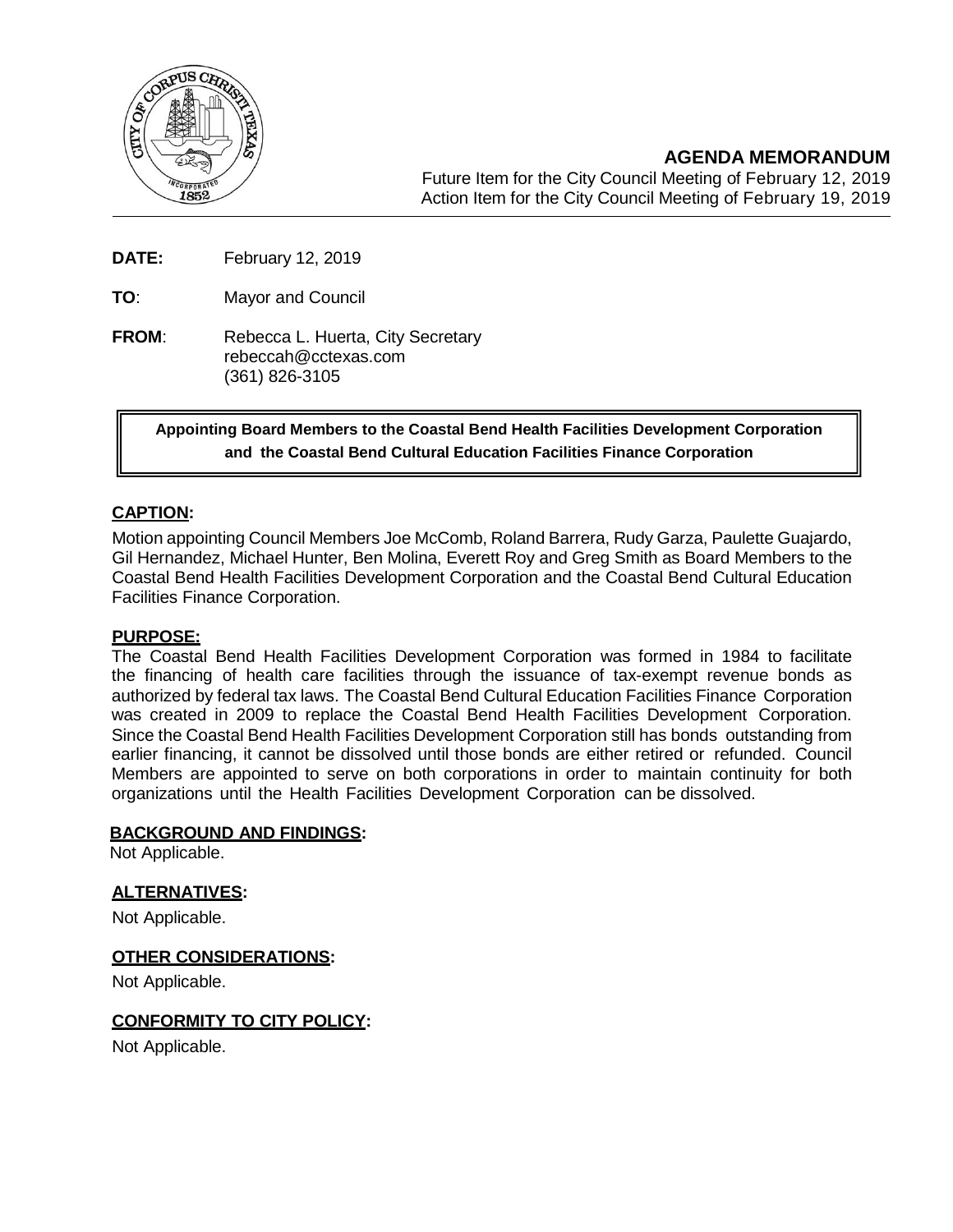# AGENDA MEMORANDUM

Future Item for the City Council Meeting of February 12, 2019
Action Item for the City Council Meeting of February 19, 2019

**DATE:** February 12, 2019

**TO**: Mayor and Council

**FROM**: Rebecca L. Huerta, City Secretary
rebeccah@cctexas.com
(361) 826-3105

**Appointing Board Members to the Coastal Bend Health Facilities Development Corporation and the Coastal Bend Cultural Education Facilities Finance Corporation**

## CAPTION:

Motion appointing Council Members Joe McComb, Roland Barrera, Rudy Garza, Paulette Guajardo, Gil Hernandez, Michael Hunter, Ben Molina, Everett Roy and Greg Smith as Board Members to the Coastal Bend Health Facilities Development Corporation and the Coastal Bend Cultural Education Facilities Finance Corporation.

## PURPOSE:

The Coastal Bend Health Facilities Development Corporation was formed in 1984 to facilitate the financing of health care facilities through the issuance of tax-exempt revenue bonds as authorized by federal tax laws. The Coastal Bend Cultural Education Facilities Finance Corporation was created in 2009 to replace the Coastal Bend Health Facilities Development Corporation. Since the Coastal Bend Health Facilities Development Corporation still has bonds outstanding from earlier financing, it cannot be dissolved until those bonds are either retired or refunded. Council Members are appointed to serve on both corporations in order to maintain continuity for both organizations until the Health Facilities Development Corporation can be dissolved.

## BACKGROUND AND FINDINGS:

Not Applicable.

## ALTERNATIVES:

Not Applicable.

## OTHER CONSIDERATIONS:

Not Applicable.

## CONFORMITY TO CITY POLICY:

Not Applicable.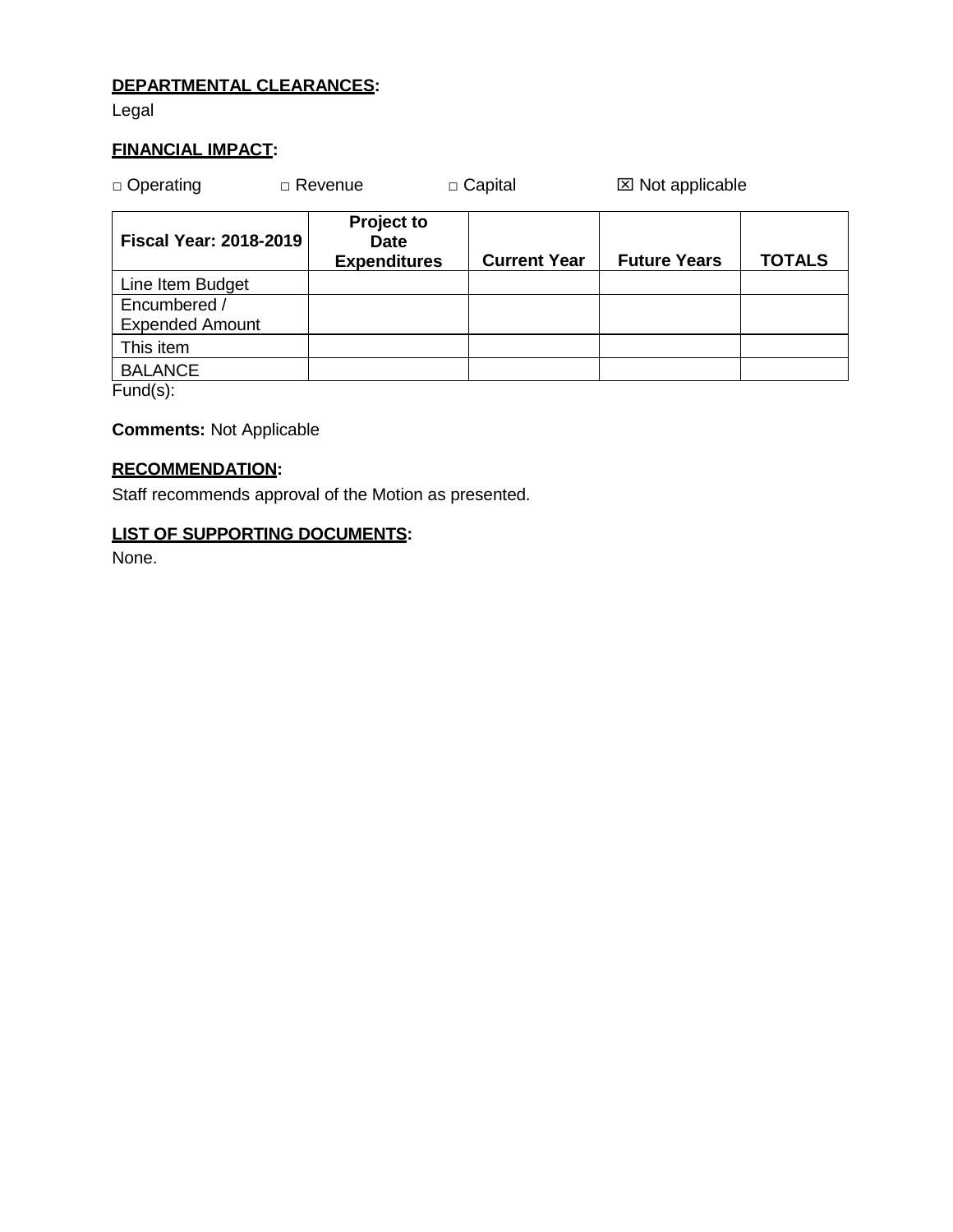**DEPARTMENTAL CLEARANCES:**

Legal

**FINANCIAL IMPACT:**

□ Operating □ Revenue □ Capital ☒ Not applicable

| Fiscal Year: 2018-2019 | Project to Date Expenditures | Current Year | Future Years | TOTALS |
|---|---|---|---|---|
| Line Item Budget | | | | |
| Encumbered / Expended Amount | | | | |
| This item | | | | |
| BALANCE | | | | |

Fund(s):

**Comments:** Not Applicable

**RECOMMENDATION:**

Staff recommends approval of the Motion as presented.

**LIST OF SUPPORTING DOCUMENTS:**

None.